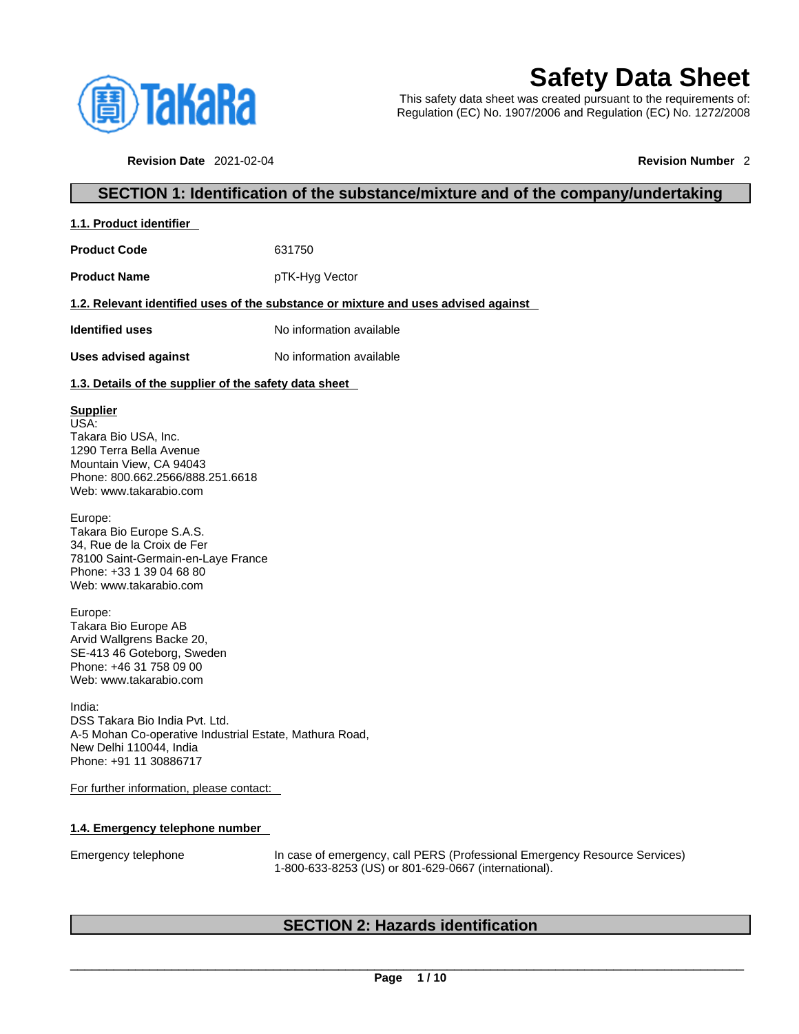# Safety Data Sheet

This safety data sheet was created pursuant to the requirements of:
Regulation (EC) No. 1907/2006 and Regulation (EC) No. 1272/2008

**Revision Date** 2021-02-04 **Revision Number** 2

## SECTION 1: Identification of the substance/mixture and of the company/undertaking

### 1.1. Product identifier

**Product Code** 631750

**Product Name** pTK-Hyg Vector

### 1.2. Relevant identified uses of the substance or mixture and uses advised against

**Identified uses** No information available

**Uses advised against** No information available

### 1.3. Details of the supplier of the safety data sheet

**Supplier**
USA:
Takara Bio USA, Inc.
1290 Terra Bella Avenue
Mountain View, CA 94043
Phone: 800.662.2566/888.251.6618
Web: www.takarabio.com

Europe:
Takara Bio Europe S.A.S.
34, Rue de la Croix de Fer
78100 Saint-Germain-en-Laye France
Phone: +33 1 39 04 68 80
Web: www.takarabio.com

Europe:
Takara Bio Europe AB
Arvid Wallgrens Backe 20,
SE-413 46 Goteborg, Sweden
Phone: +46 31 758 09 00
Web: www.takarabio.com

India:
DSS Takara Bio India Pvt. Ltd.
A-5 Mohan Co-operative Industrial Estate, Mathura Road,
New Delhi 110044, India
Phone: +91 11 30886717

For further information, please contact:

### 1.4. Emergency telephone number

Emergency telephone In case of emergency, call PERS (Professional Emergency Resource Services) 1-800-633-8253 (US) or 801-629-0667 (international).

## SECTION 2: Hazards identification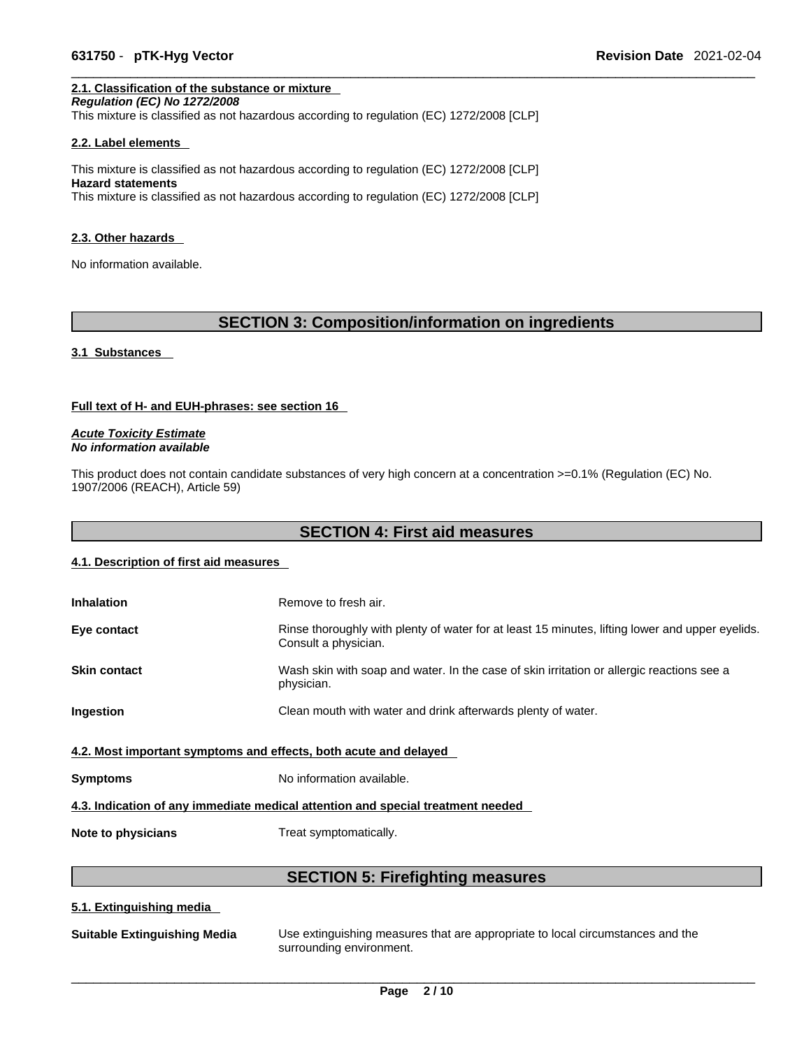#### 2.1. Classification of the substance or mixture

*Regulation (EC) No 1272/2008*

This mixture is classified as not hazardous according to regulation (EC) 1272/2008 [CLP]

#### 2.2. Label elements

This mixture is classified as not hazardous according to regulation (EC) 1272/2008 [CLP]

**Hazard statements**

This mixture is classified as not hazardous according to regulation (EC) 1272/2008 [CLP]

#### 2.3. Other hazards

No information available.

## SECTION 3: Composition/information on ingredients

#### 3.1 Substances

**Full text of H- and EUH-phrases: see section 16**

***Acute Toxicity Estimate***
***No information available***

This product does not contain candidate substances of very high concern at a concentration >=0.1% (Regulation (EC) No. 1907/2006 (REACH), Article 59)

## SECTION 4: First aid measures

#### 4.1. Description of first aid measures

| | |
|---|---|
| **Inhalation** | Remove to fresh air. |
| **Eye contact** | Rinse thoroughly with plenty of water for at least 15 minutes, lifting lower and upper eyelids. Consult a physician. |
| **Skin contact** | Wash skin with soap and water. In the case of skin irritation or allergic reactions see a physician. |
| **Ingestion** | Clean mouth with water and drink afterwards plenty of water. |

#### 4.2. Most important symptoms and effects, both acute and delayed

| | |
|---|---|
| **Symptoms** | No information available. |

#### 4.3. Indication of any immediate medical attention and special treatment needed

| | |
|---|---|
| **Note to physicians** | Treat symptomatically. |

## SECTION 5: Firefighting measures

#### 5.1. Extinguishing media

| | |
|---|---|
| **Suitable Extinguishing Media** | Use extinguishing measures that are appropriate to local circumstances and the surrounding environment. |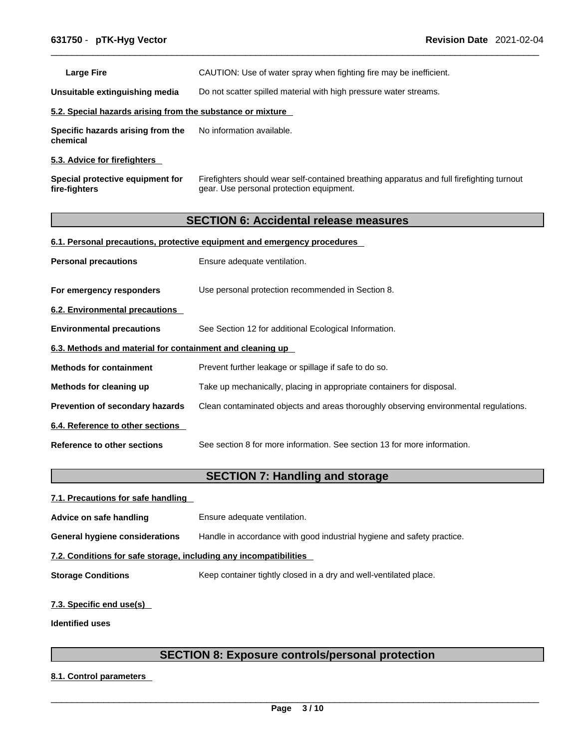**Large Fire** CAUTION: Use of water spray when fighting fire may be inefficient.

**Unsuitable extinguishing media** Do not scatter spilled material with high pressure water streams.

### 5.2. Special hazards arising from the substance or mixture

**Specific hazards arising from the chemical** No information available.

### 5.3. Advice for firefighters

**Special protective equipment for fire-fighters** Firefighters should wear self-contained breathing apparatus and full firefighting turnout gear. Use personal protection equipment.

## SECTION 6: Accidental release measures

### 6.1. Personal precautions, protective equipment and emergency procedures

**Personal precautions** Ensure adequate ventilation.

**For emergency responders** Use personal protection recommended in Section 8.

### 6.2. Environmental precautions

**Environmental precautions** See Section 12 for additional Ecological Information.

### 6.3. Methods and material for containment and cleaning up

**Methods for containment** Prevent further leakage or spillage if safe to do so.

**Methods for cleaning up** Take up mechanically, placing in appropriate containers for disposal.

**Prevention of secondary hazards** Clean contaminated objects and areas thoroughly observing environmental regulations.

### 6.4. Reference to other sections

**Reference to other sections** See section 8 for more information. See section 13 for more information.

## SECTION 7: Handling and storage

### 7.1. Precautions for safe handling

**Advice on safe handling** Ensure adequate ventilation.

**General hygiene considerations** Handle in accordance with good industrial hygiene and safety practice.

### 7.2. Conditions for safe storage, including any incompatibilities

**Storage Conditions** Keep container tightly closed in a dry and well-ventilated place.

### 7.3. Specific end use(s)

**Identified uses**

## SECTION 8: Exposure controls/personal protection

### 8.1. Control parameters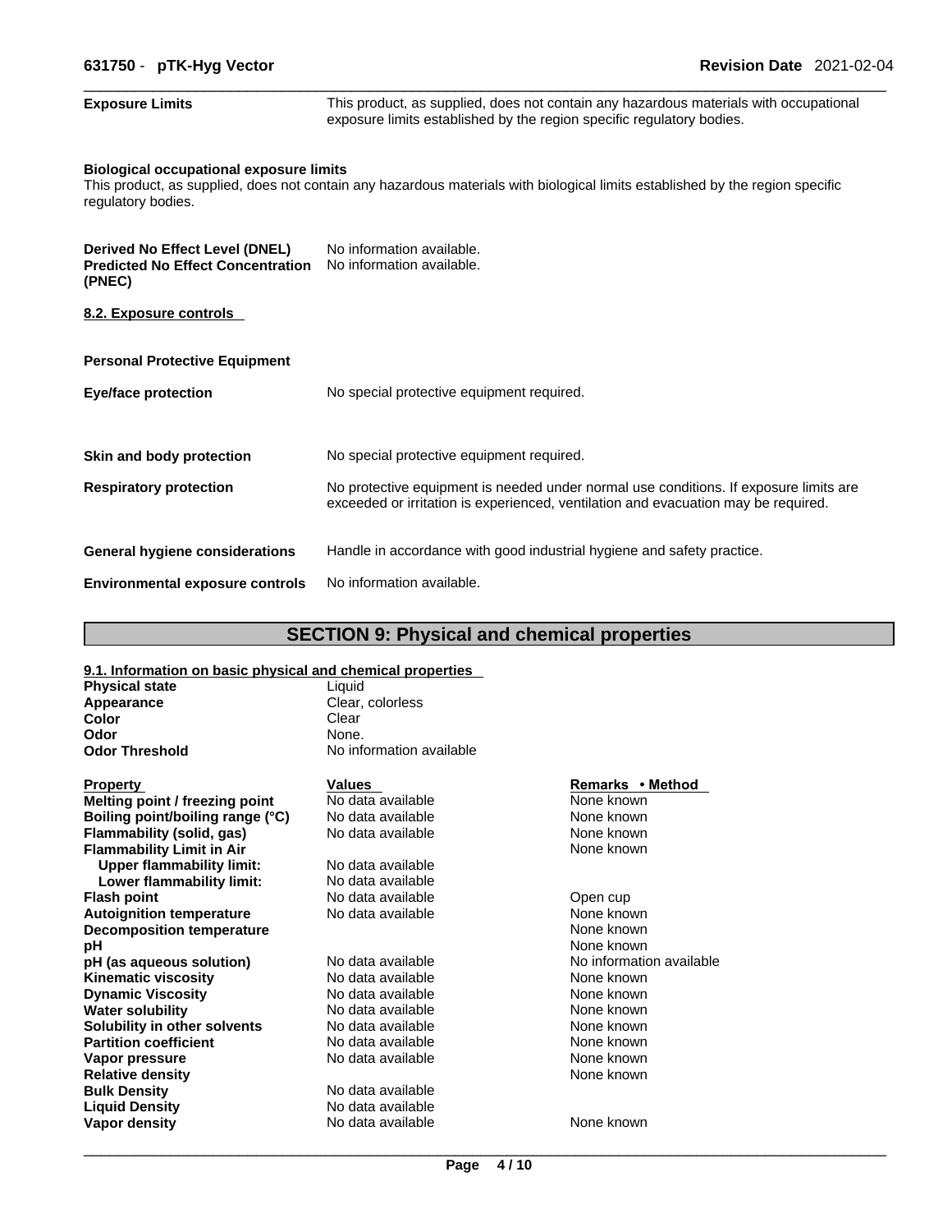**Exposure Limits** This product, as supplied, does not contain any hazardous materials with occupational exposure limits established by the region specific regulatory bodies.

**Biological occupational exposure limits**
This product, as supplied, does not contain any hazardous materials with biological limits established by the region specific regulatory bodies.

| | |
|---|---|
| **Derived No Effect Level (DNEL)** | No information available. |
| **Predicted No Effect Concentration (PNEC)** | No information available. |

**8.2. Exposure controls**

**Personal Protective Equipment**

| | |
|---|---|
| **Eye/face protection** | No special protective equipment required. |
| **Skin and body protection** | No special protective equipment required. |
| **Respiratory protection** | No protective equipment is needed under normal use conditions. If exposure limits are exceeded or irritation is experienced, ventilation and evacuation may be required. |
| **General hygiene considerations** | Handle in accordance with good industrial hygiene and safety practice. |
| **Environmental exposure controls** | No information available. |

## SECTION 9: Physical and chemical properties

**9.1. Information on basic physical and chemical properties**

| | |
|---|---|
| **Physical state** | Liquid |
| **Appearance** | Clear, colorless |
| **Color** | Clear |
| **Odor** | None. |
| **Odor Threshold** | No information available |

| Property | Values | Remarks • Method |
|---|---|---|
| **Melting point / freezing point** | No data available | None known |
| **Boiling point/boiling range (°C)** | No data available | None known |
| **Flammability (solid, gas)** | No data available | None known |
| **Flammability Limit in Air** | | None known |
| **Upper flammability limit:** | No data available | |
| **Lower flammability limit:** | No data available | |
| **Flash point** | No data available | Open cup |
| **Autoignition temperature** | No data available | None known |
| **Decomposition temperature** | | None known |
| **pH** | | None known |
| **pH (as aqueous solution)** | No data available | No information available |
| **Kinematic viscosity** | No data available | None known |
| **Dynamic Viscosity** | No data available | None known |
| **Water solubility** | No data available | None known |
| **Solubility in other solvents** | No data available | None known |
| **Partition coefficient** | No data available | None known |
| **Vapor pressure** | No data available | None known |
| **Relative density** | | None known |
| **Bulk Density** | No data available | |
| **Liquid Density** | No data available | |
| **Vapor density** | No data available | None known |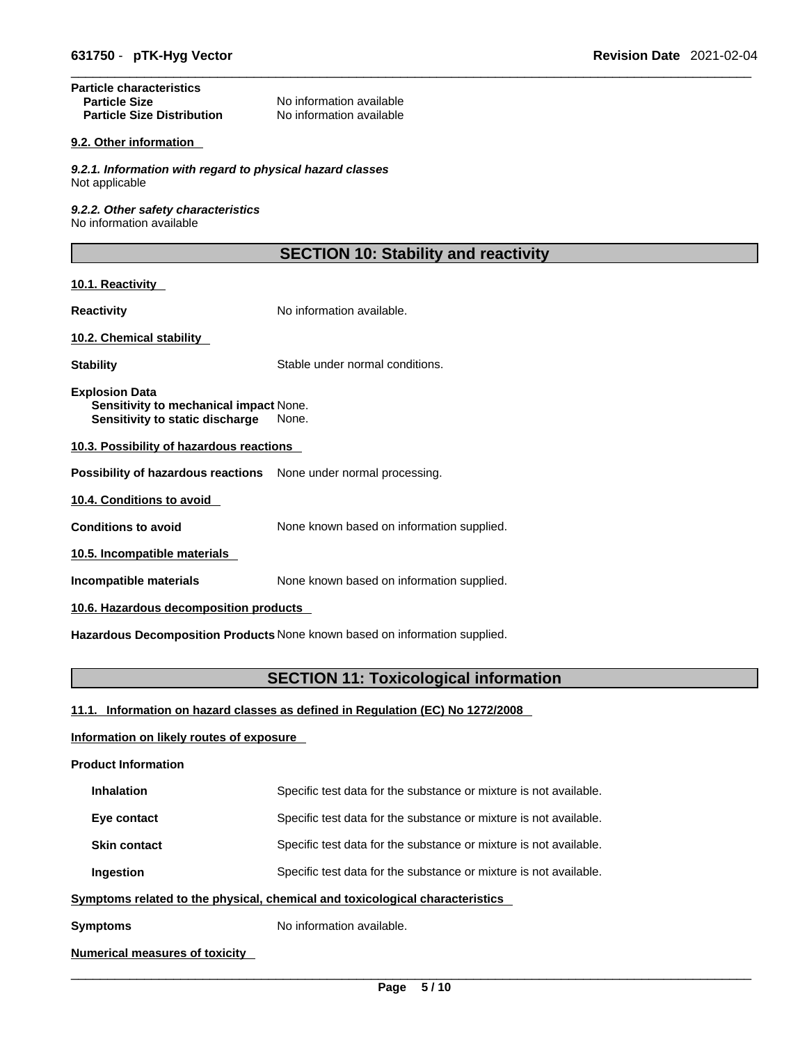**Particle characteristics**

| | |
|---|---|
| **Particle Size** | No information available |
| **Particle Size Distribution** | No information available |

**9.2. Other information**

***9.2.1. Information with regard to physical hazard classes***
Not applicable

***9.2.2. Other safety characteristics***
No information available

## SECTION 10: Stability and reactivity

**10.1. Reactivity**

**Reactivity** No information available.

**10.2. Chemical stability**

**Stability** Stable under normal conditions.

**Explosion Data**
**Sensitivity to mechanical impact** None.
**Sensitivity to static discharge** None.

**10.3. Possibility of hazardous reactions**

**Possibility of hazardous reactions** None under normal processing.

**10.4. Conditions to avoid**

**Conditions to avoid** None known based on information supplied.

**10.5. Incompatible materials**

**Incompatible materials** None known based on information supplied.

**10.6. Hazardous decomposition products**

**Hazardous Decomposition Products** None known based on information supplied.

## SECTION 11: Toxicological information

**11.1. Information on hazard classes as defined in Regulation (EC) No 1272/2008**

**Information on likely routes of exposure**

**Product Information**

| | |
|---|---|
| **Inhalation** | Specific test data for the substance or mixture is not available. |
| **Eye contact** | Specific test data for the substance or mixture is not available. |
| **Skin contact** | Specific test data for the substance or mixture is not available. |
| **Ingestion** | Specific test data for the substance or mixture is not available. |

**Symptoms related to the physical, chemical and toxicological characteristics**

**Symptoms** No information available.

**Numerical measures of toxicity**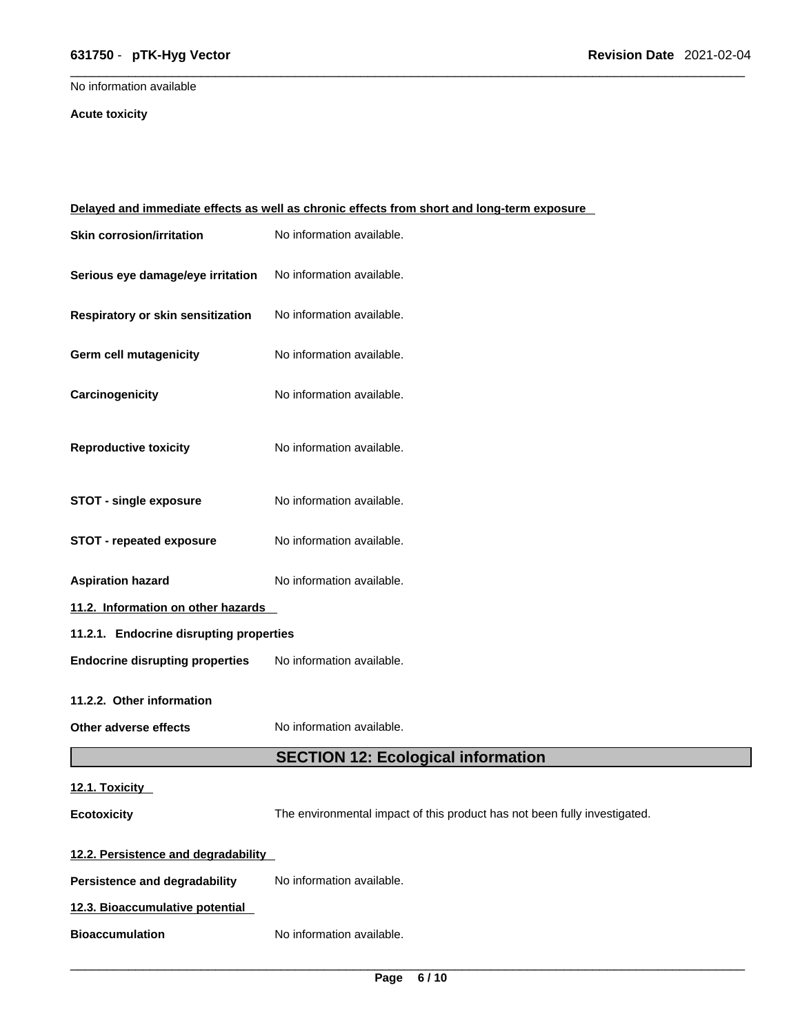No information available

**Acute toxicity**

**Delayed and immediate effects as well as chronic effects from short and long-term exposure**

| | |
|---|---|
| **Skin corrosion/irritation** | No information available. |
| **Serious eye damage/eye irritation** | No information available. |
| **Respiratory or skin sensitization** | No information available. |
| **Germ cell mutagenicity** | No information available. |
| **Carcinogenicity** | No information available. |
| **Reproductive toxicity** | No information available. |
| **STOT - single exposure** | No information available. |
| **STOT - repeated exposure** | No information available. |
| **Aspiration hazard** | No information available. |

**11.2. Information on other hazards**

**11.2.1. Endocrine disrupting properties**

**Endocrine disrupting properties** No information available.

**11.2.2. Other information**

**Other adverse effects** No information available.

## SECTION 12: Ecological information

**12.1. Toxicity**

**Ecotoxicity** The environmental impact of this product has not been fully investigated.

**12.2. Persistence and degradability**

**Persistence and degradability** No information available.

**12.3. Bioaccumulative potential**

**Bioaccumulation** No information available.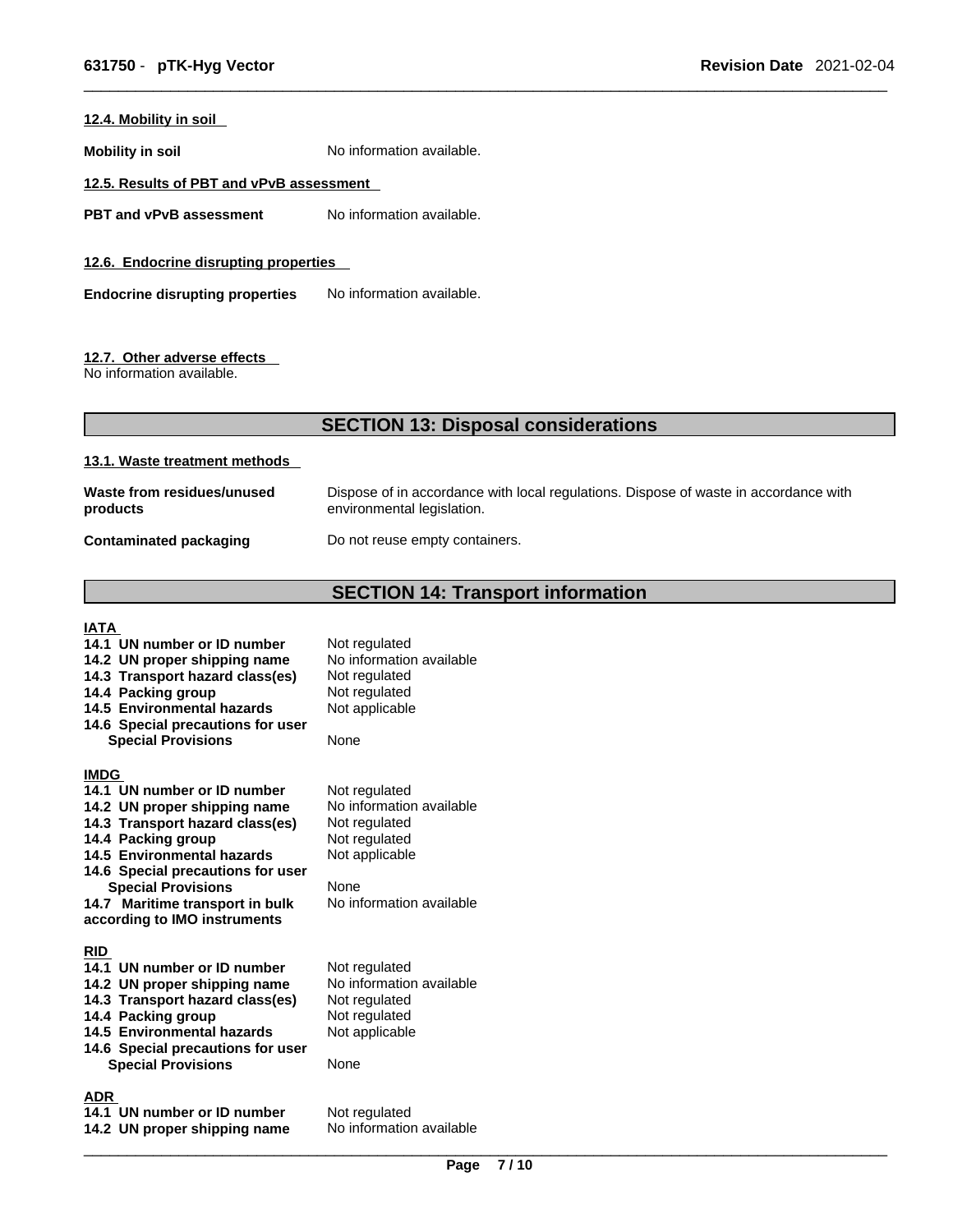### 12.4. Mobility in soil

**Mobility in soil** No information available.

### 12.5. Results of PBT and vPvB assessment

**PBT and vPvB assessment** No information available.

### 12.6. Endocrine disrupting properties

**Endocrine disrupting properties** No information available.

### 12.7. Other adverse effects

No information available.

## SECTION 13: Disposal considerations

### 13.1. Waste treatment methods

**Waste from residues/unused products** Dispose of in accordance with local regulations. Dispose of waste in accordance with environmental legislation.

**Contaminated packaging** Do not reuse empty containers.

## SECTION 14: Transport information

**IATA**

| | |
|---|---|
| **14.1 UN number or ID number** | Not regulated |
| **14.2 UN proper shipping name** | No information available |
| **14.3 Transport hazard class(es)** | Not regulated |
| **14.4 Packing group** | Not regulated |
| **14.5 Environmental hazards** | Not applicable |
| **14.6 Special precautions for user** | |
| **Special Provisions** | None |

**IMDG**

| | |
|---|---|
| **14.1 UN number or ID number** | Not regulated |
| **14.2 UN proper shipping name** | No information available |
| **14.3 Transport hazard class(es)** | Not regulated |
| **14.4 Packing group** | Not regulated |
| **14.5 Environmental hazards** | Not applicable |
| **14.6 Special precautions for user** | |
| **Special Provisions** | None |
| **14.7 Maritime transport in bulk according to IMO instruments** | No information available |

**RID**

| | |
|---|---|
| **14.1 UN number or ID number** | Not regulated |
| **14.2 UN proper shipping name** | No information available |
| **14.3 Transport hazard class(es)** | Not regulated |
| **14.4 Packing group** | Not regulated |
| **14.5 Environmental hazards** | Not applicable |
| **14.6 Special precautions for user** | |
| **Special Provisions** | None |

**ADR**

| | |
|---|---|
| **14.1 UN number or ID number** | Not regulated |
| **14.2 UN proper shipping name** | No information available |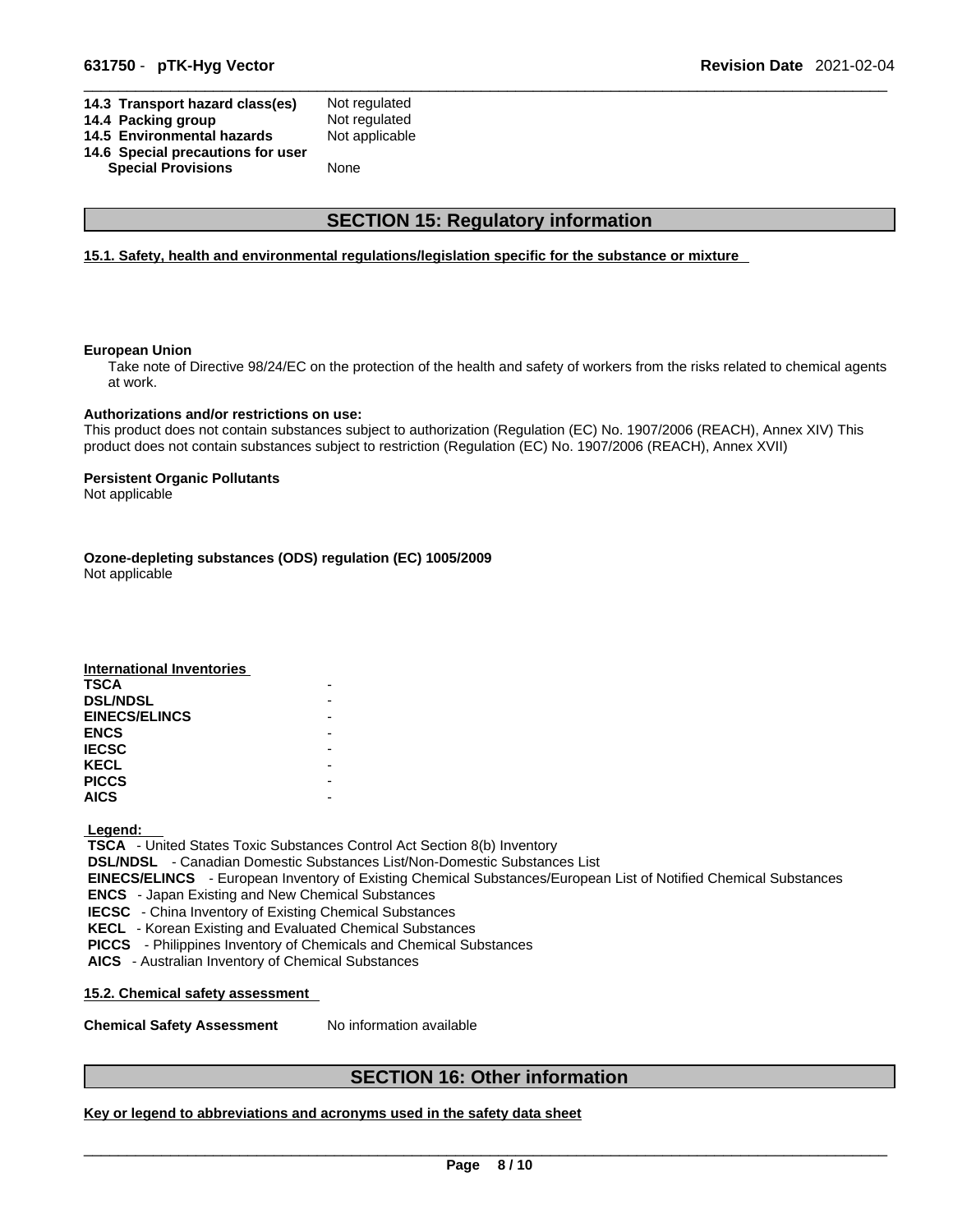| | |
|---|---|
| **14.3 Transport hazard class(es)** | Not regulated |
| **14.4 Packing group** | Not regulated |
| **14.5 Environmental hazards** | Not applicable |
| **14.6 Special precautions for user** | |
| **Special Provisions** | None |

## SECTION 15: Regulatory information

**15.1. Safety, health and environmental regulations/legislation specific for the substance or mixture**

**European Union**

Take note of Directive 98/24/EC on the protection of the health and safety of workers from the risks related to chemical agents at work.

**Authorizations and/or restrictions on use:**

This product does not contain substances subject to authorization (Regulation (EC) No. 1907/2006 (REACH), Annex XIV) This product does not contain substances subject to restriction (Regulation (EC) No. 1907/2006 (REACH), Annex XVII)

**Persistent Organic Pollutants**

Not applicable

**Ozone-depleting substances (ODS) regulation (EC) 1005/2009**

Not applicable

**International Inventories**

| | |
|---|---|
| **TSCA** | - |
| **DSL/NDSL** | - |
| **EINECS/ELINCS** | - |
| **ENCS** | - |
| **IECSC** | - |
| **KECL** | - |
| **PICCS** | - |
| **AICS** | - |

**Legend:**

**TSCA** - United States Toxic Substances Control Act Section 8(b) Inventory
**DSL/NDSL** - Canadian Domestic Substances List/Non-Domestic Substances List
**EINECS/ELINCS** - European Inventory of Existing Chemical Substances/European List of Notified Chemical Substances
**ENCS** - Japan Existing and New Chemical Substances
**IECSC** - China Inventory of Existing Chemical Substances
**KECL** - Korean Existing and Evaluated Chemical Substances
**PICCS** - Philippines Inventory of Chemicals and Chemical Substances
**AICS** - Australian Inventory of Chemical Substances

**15.2. Chemical safety assessment**

**Chemical Safety Assessment** No information available

## SECTION 16: Other information

**Key or legend to abbreviations and acronyms used in the safety data sheet**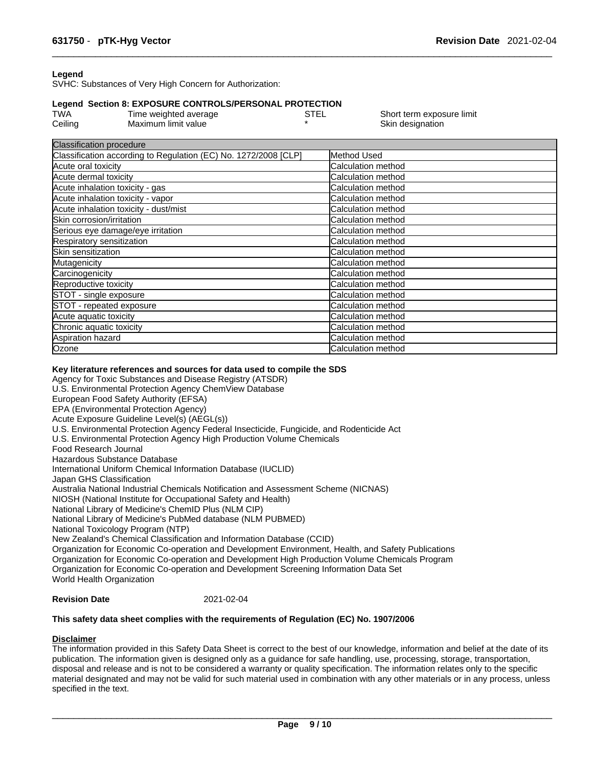**Legend**

SVHC: Substances of Very High Concern for Authorization:

**Legend Section 8: EXPOSURE CONTROLS/PERSONAL PROTECTION**

| | | | |
|---|---|---|---|
| TWA | Time weighted average | STEL | Short term exposure limit |
| Ceiling | Maximum limit value | * | Skin designation |

| Classification procedure | |
|---|---|
| Classification according to Regulation (EC) No. 1272/2008 [CLP] | Method Used |
| Acute oral toxicity | Calculation method |
| Acute dermal toxicity | Calculation method |
| Acute inhalation toxicity - gas | Calculation method |
| Acute inhalation toxicity - vapor | Calculation method |
| Acute inhalation toxicity - dust/mist | Calculation method |
| Skin corrosion/irritation | Calculation method |
| Serious eye damage/eye irritation | Calculation method |
| Respiratory sensitization | Calculation method |
| Skin sensitization | Calculation method |
| Mutagenicity | Calculation method |
| Carcinogenicity | Calculation method |
| Reproductive toxicity | Calculation method |
| STOT - single exposure | Calculation method |
| STOT - repeated exposure | Calculation method |
| Acute aquatic toxicity | Calculation method |
| Chronic aquatic toxicity | Calculation method |
| Aspiration hazard | Calculation method |
| Ozone | Calculation method |

**Key literature references and sources for data used to compile the SDS**

Agency for Toxic Substances and Disease Registry (ATSDR)
U.S. Environmental Protection Agency ChemView Database
European Food Safety Authority (EFSA)
EPA (Environmental Protection Agency)
Acute Exposure Guideline Level(s) (AEGL(s))
U.S. Environmental Protection Agency Federal Insecticide, Fungicide, and Rodenticide Act
U.S. Environmental Protection Agency High Production Volume Chemicals
Food Research Journal
Hazardous Substance Database
International Uniform Chemical Information Database (IUCLID)
Japan GHS Classification
Australia National Industrial Chemicals Notification and Assessment Scheme (NICNAS)
NIOSH (National Institute for Occupational Safety and Health)
National Library of Medicine's ChemID Plus (NLM CIP)
National Library of Medicine's PubMed database (NLM PUBMED)
National Toxicology Program (NTP)
New Zealand's Chemical Classification and Information Database (CCID)
Organization for Economic Co-operation and Development Environment, Health, and Safety Publications
Organization for Economic Co-operation and Development High Production Volume Chemicals Program
Organization for Economic Co-operation and Development Screening Information Data Set
World Health Organization

**Revision Date** 2021-02-04

**This safety data sheet complies with the requirements of Regulation (EC) No. 1907/2006**

**Disclaimer**

The information provided in this Safety Data Sheet is correct to the best of our knowledge, information and belief at the date of its publication. The information given is designed only as a guidance for safe handling, use, processing, storage, transportation, disposal and release and is not to be considered a warranty or quality specification. The information relates only to the specific material designated and may not be valid for such material used in combination with any other materials or in any process, unless specified in the text.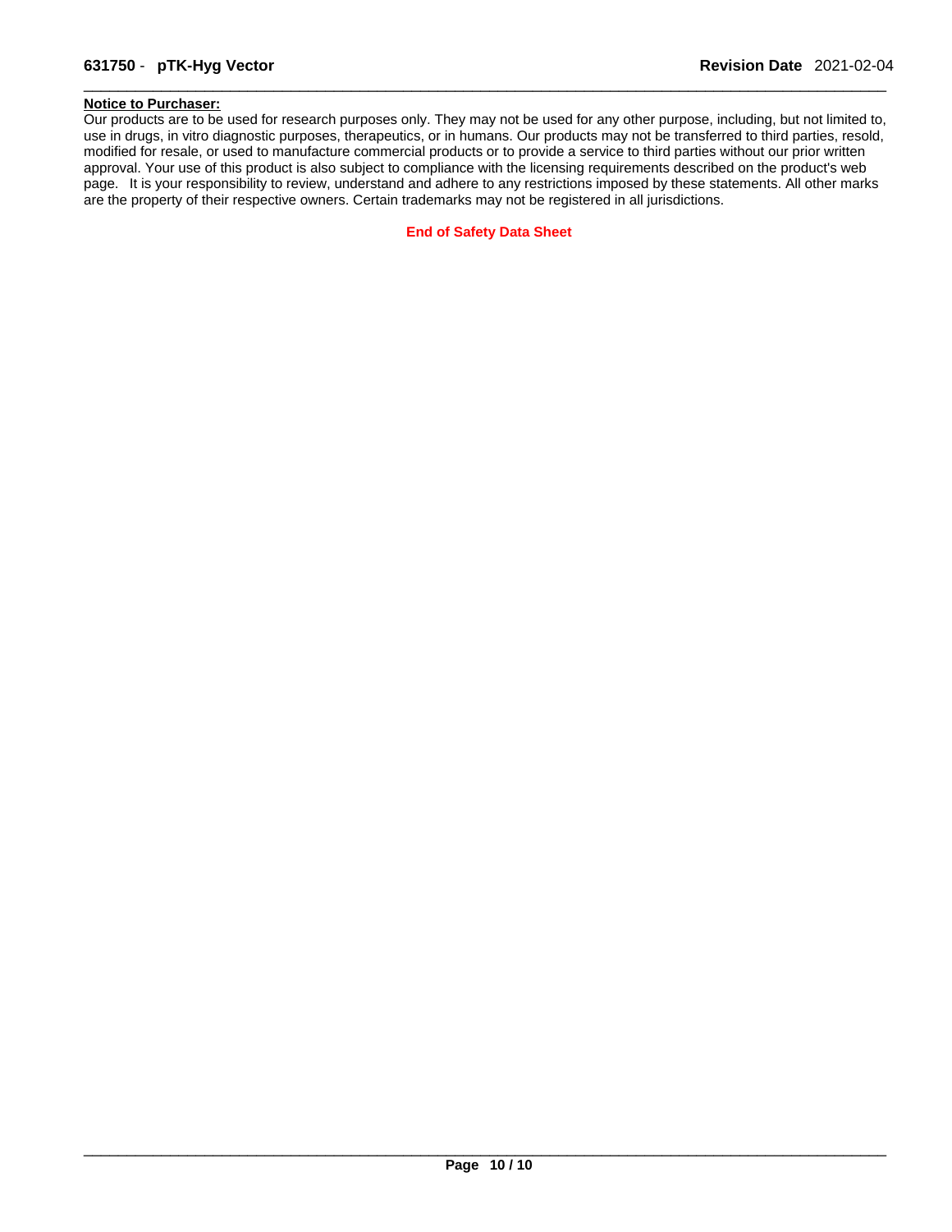**Notice to Purchaser:**

Our products are to be used for research purposes only. They may not be used for any other purpose, including, but not limited to, use in drugs, in vitro diagnostic purposes, therapeutics, or in humans. Our products may not be transferred to third parties, resold, modified for resale, or used to manufacture commercial products or to provide a service to third parties without our prior written approval. Your use of this product is also subject to compliance with the licensing requirements described on the product's web page. It is your responsibility to review, understand and adhere to any restrictions imposed by these statements. All other marks are the property of their respective owners. Certain trademarks may not be registered in all jurisdictions.

**End of Safety Data Sheet**